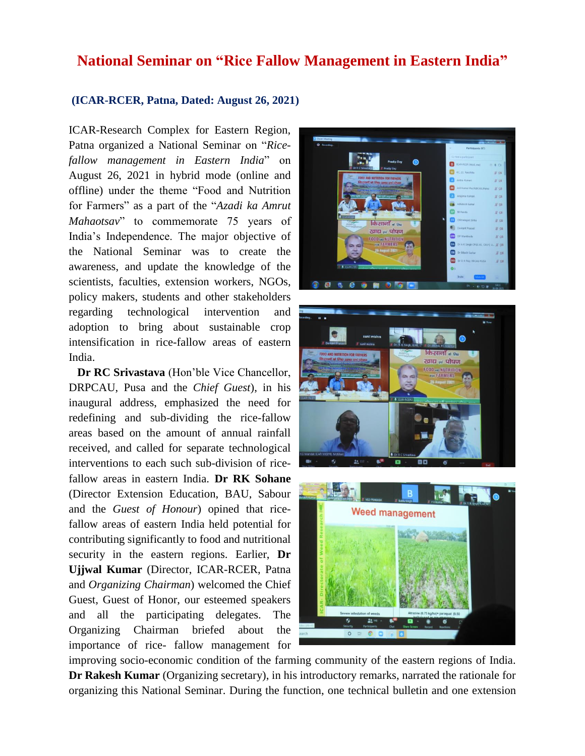# National Seminar on "Rice Fallow Management in Eastern India"

**(ICAR-RCER, Patna, Dated: August 26, 2021)**

ICAR-Research Complex for Eastern Region, Patna organized a National Seminar on "*Rice-fallow management in Eastern India*" on August 26, 2021 in hybrid mode (online and offline) under the theme "Food and Nutrition for Farmers" as a part of the "*Azadi ka Amrut Mahaotsav*" to commemorate 75 years of India's Independence. The major objective of the National Seminar was to create the awareness, and update the knowledge of the scientists, faculties, extension workers, NGOs, policy makers, students and other stakeholders regarding technological intervention and adoption to bring about sustainable crop intensification in rice-fallow areas of eastern India.

**Dr RC Srivastava** (Hon'ble Vice Chancellor, DRPCAU, Pusa and the *Chief Guest*), in his inaugural address, emphasized the need for redefining and sub-dividing the rice-fallow areas based on the amount of annual rainfall received, and called for separate technological interventions to each such sub-division of rice-fallow areas in eastern India. **Dr RK Sohane** (Director Extension Education, BAU, Sabour and the *Guest of Honour*) opined that rice-fallow areas of eastern India held potential for contributing significantly to food and nutritional security in the eastern regions. Earlier, **Dr Ujjwal Kumar** (Director, ICAR-RCER, Patna and *Organizing Chairman*) welcomed the Chief Guest, Guest of Honor, our esteemed speakers and all the participating delegates. The Organizing Chairman briefed about the importance of rice- fallow management for improving socio-economic condition of the farming community of the eastern regions of India. **Dr Rakesh Kumar** (Organizing secretary), in his introductory remarks, narrated the rationale for organizing this National Seminar. During the function, one technical bulletin and one extension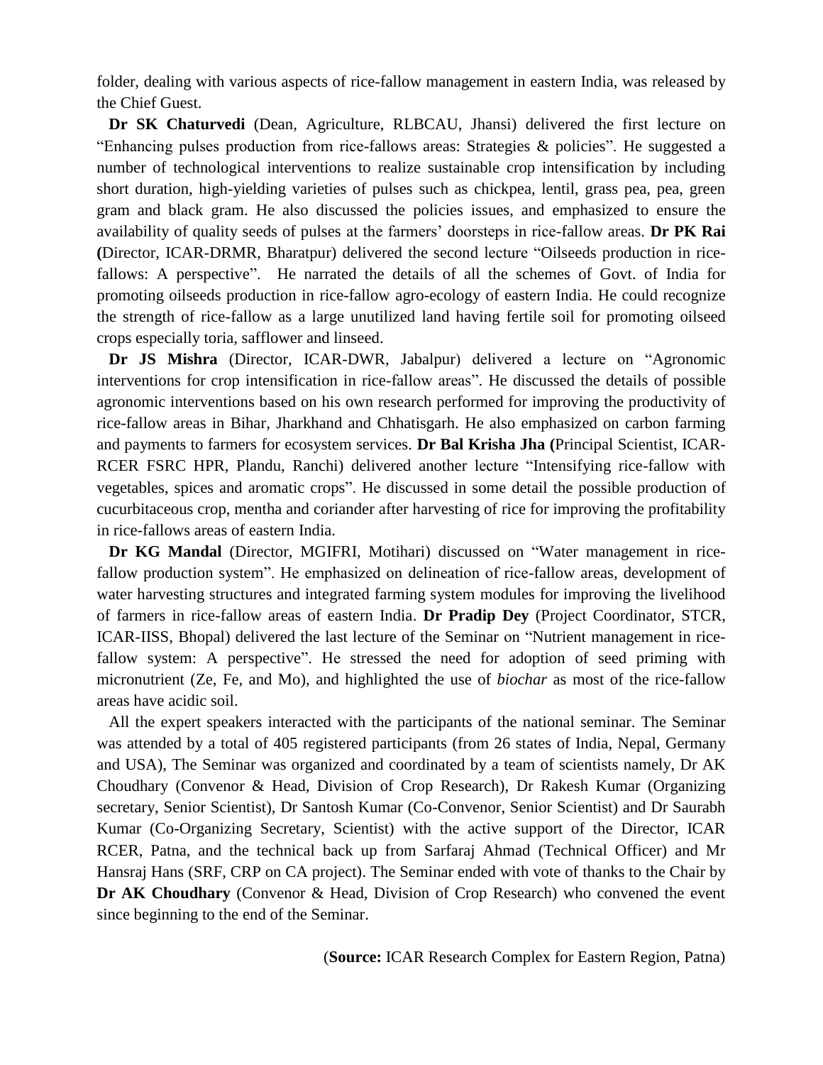folder, dealing with various aspects of rice-fallow management in eastern India, was released by the Chief Guest.

**Dr SK Chaturvedi** (Dean, Agriculture, RLBCAU, Jhansi) delivered the first lecture on "Enhancing pulses production from rice-fallows areas: Strategies & policies". He suggested a number of technological interventions to realize sustainable crop intensification by including short duration, high-yielding varieties of pulses such as chickpea, lentil, grass pea, pea, green gram and black gram. He also discussed the policies issues, and emphasized to ensure the availability of quality seeds of pulses at the farmers' doorsteps in rice-fallow areas. **Dr PK Rai (**Director, ICAR-DRMR, Bharatpur) delivered the second lecture "Oilseeds production in rice-fallows: A perspective". He narrated the details of all the schemes of Govt. of India for promoting oilseeds production in rice-fallow agro-ecology of eastern India. He could recognize the strength of rice-fallow as a large unutilized land having fertile soil for promoting oilseed crops especially toria, safflower and linseed.

**Dr JS Mishra** (Director, ICAR-DWR, Jabalpur) delivered a lecture on "Agronomic interventions for crop intensification in rice-fallow areas". He discussed the details of possible agronomic interventions based on his own research performed for improving the productivity of rice-fallow areas in Bihar, Jharkhand and Chhatisgarh. He also emphasized on carbon farming and payments to farmers for ecosystem services. **Dr Bal Krisha Jha (**Principal Scientist, ICAR-RCER FSRC HPR, Plandu, Ranchi) delivered another lecture "Intensifying rice-fallow with vegetables, spices and aromatic crops". He discussed in some detail the possible production of cucurbitaceous crop, mentha and coriander after harvesting of rice for improving the profitability in rice-fallows areas of eastern India.

**Dr KG Mandal** (Director, MGIFRI, Motihari) discussed on "Water management in rice-fallow production system". He emphasized on delineation of rice-fallow areas, development of water harvesting structures and integrated farming system modules for improving the livelihood of farmers in rice-fallow areas of eastern India. **Dr Pradip Dey** (Project Coordinator, STCR, ICAR-IISS, Bhopal) delivered the last lecture of the Seminar on "Nutrient management in rice-fallow system: A perspective". He stressed the need for adoption of seed priming with micronutrient (Ze, Fe, and Mo), and highlighted the use of *biochar* as most of the rice-fallow areas have acidic soil.

All the expert speakers interacted with the participants of the national seminar. The Seminar was attended by a total of 405 registered participants (from 26 states of India, Nepal, Germany and USA), The Seminar was organized and coordinated by a team of scientists namely, Dr AK Choudhary (Convenor & Head, Division of Crop Research), Dr Rakesh Kumar (Organizing secretary, Senior Scientist), Dr Santosh Kumar (Co-Convenor, Senior Scientist) and Dr Saurabh Kumar (Co-Organizing Secretary, Scientist) with the active support of the Director, ICAR RCER, Patna, and the technical back up from Sarfaraj Ahmad (Technical Officer) and Mr Hansraj Hans (SRF, CRP on CA project). The Seminar ended with vote of thanks to the Chair by **Dr AK Choudhary** (Convenor & Head, Division of Crop Research) who convened the event since beginning to the end of the Seminar.

(**Source:** ICAR Research Complex for Eastern Region, Patna)